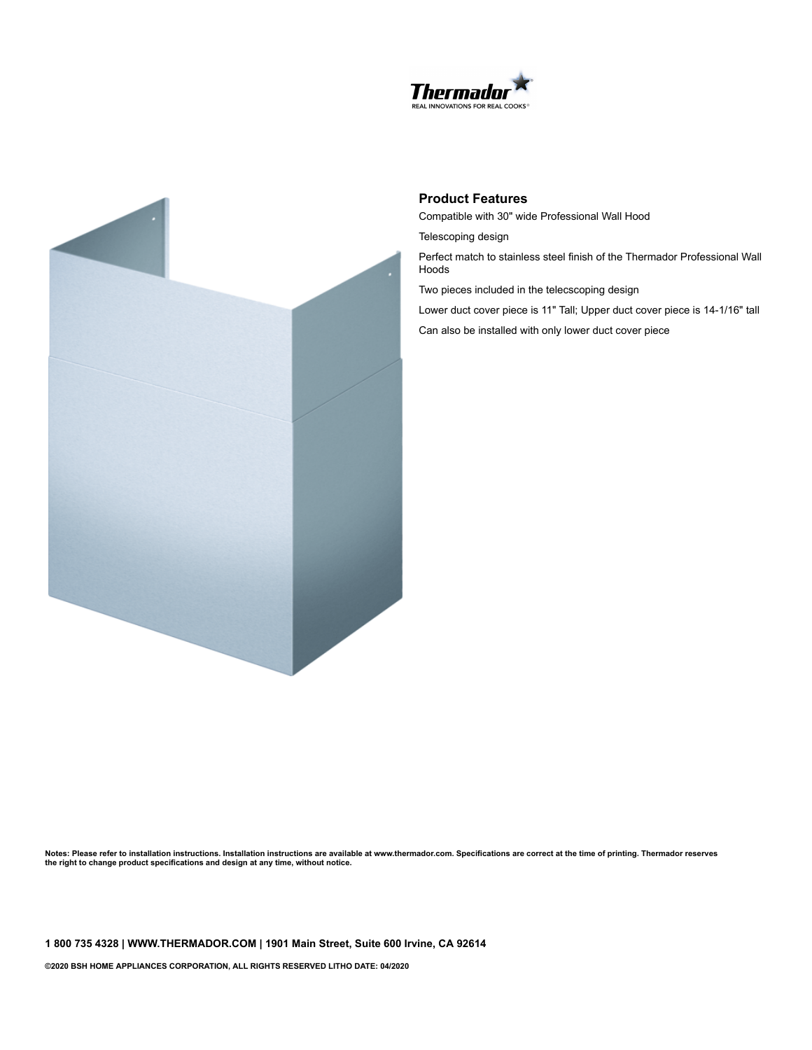## Product Features

Compatible with 30" wide Professional Wall Hood

Telescoping design

Perfect match to stainless steel finish of the Thermador Professional Wall Hoods

Two pieces included in the telecscoping design

Lower duct cover piece is 11" Tall; Upper duct cover piece is 14-1/16" tall

Can also be installed with only lower duct cover piece

**Notes: Please refer to installation instructions. Installation instructions are available at www.thermador.com. Specifications are correct at the time of printing. Thermador reserves the right to change product specifications and design at any time, without notice.**

**1 800 735 4328 | WWW.THERMADOR.COM | 1901 Main Street, Suite 600 Irvine, CA 92614**

**©2020 BSH HOME APPLIANCES CORPORATION, ALL RIGHTS RESERVED LITHO DATE: 04/2020**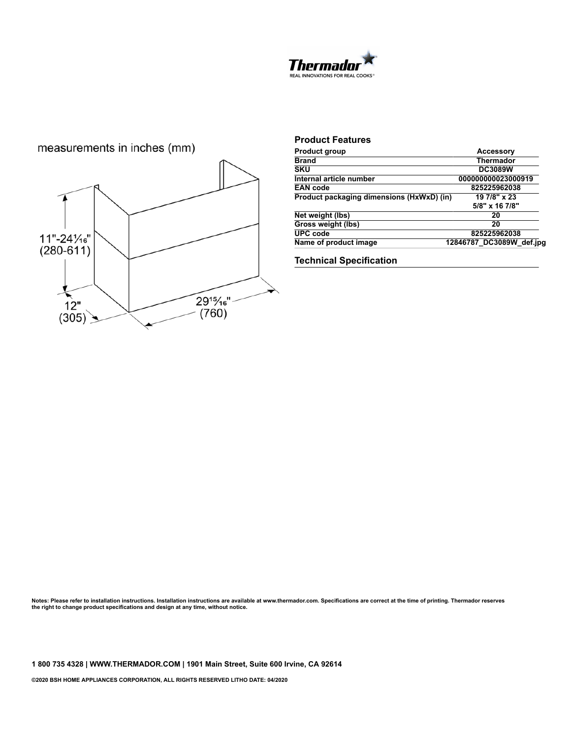Thermador

REAL INNOVATIONS FOR REAL COOKS®

measurements in inches (mm)

11"-24¹⁄₁₆"
(280-611)

12"
(305)

29¹⁵⁄₁₆"
(760)

## Product Features

| | |
|---|---|
| Product group | Accessory |
| Brand | Thermador |
| SKU | DC3089W |
| Internal article number | 000000000023000919 |
| EAN code | 825225962038 |
| Product packaging dimensions (HxWxD) (in) | 19 7/8" x 23 5/8" x 16 7/8" |
| Net weight (lbs) | 20 |
| Gross weight (lbs) | 20 |
| UPC code | 825225962038 |
| Name of product image | 12846787_DC3089W_def.jpg |

## Technical Specification

**Notes: Please refer to installation instructions. Installation instructions are available at www.thermador.com. Specifications are correct at the time of printing. Thermador reserves the right to change product specifications and design at any time, without notice.**

**1 800 735 4328 | WWW.THERMADOR.COM | 1901 Main Street, Suite 600 Irvine, CA 92614**

**©2020 BSH HOME APPLIANCES CORPORATION, ALL RIGHTS RESERVED LITHO DATE: 04/2020**